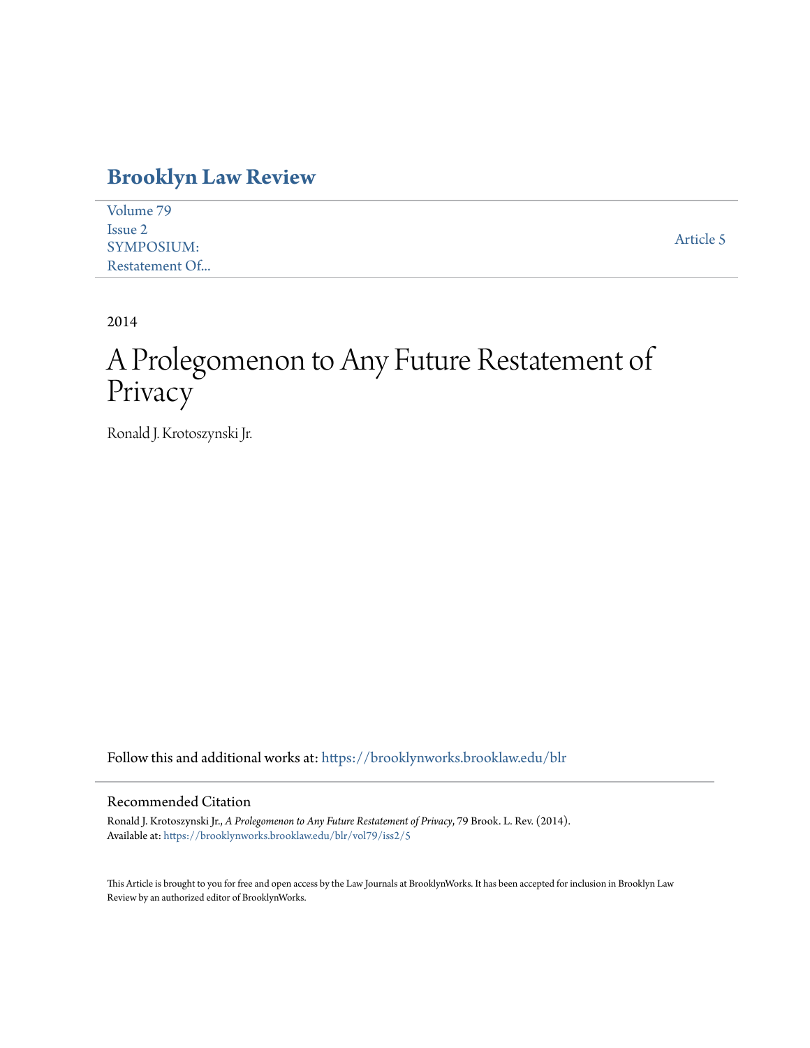# Brooklyn Law Review

Volume 79
Issue 2
SYMPOSIUM:
Restatement Of...

Article 5

2014

# A Prolegomenon to Any Future Restatement of Privacy

Ronald J. Krotoszynski Jr.

Follow this and additional works at: https://brooklynworks.brooklaw.edu/blr

## Recommended Citation

Ronald J. Krotoszynski Jr., *A Prolegomenon to Any Future Restatement of Privacy*, 79 Brook. L. Rev. (2014).
Available at: https://brooklynworks.brooklaw.edu/blr/vol79/iss2/5

This Article is brought to you for free and open access by the Law Journals at BrooklynWorks. It has been accepted for inclusion in Brooklyn Law Review by an authorized editor of BrooklynWorks.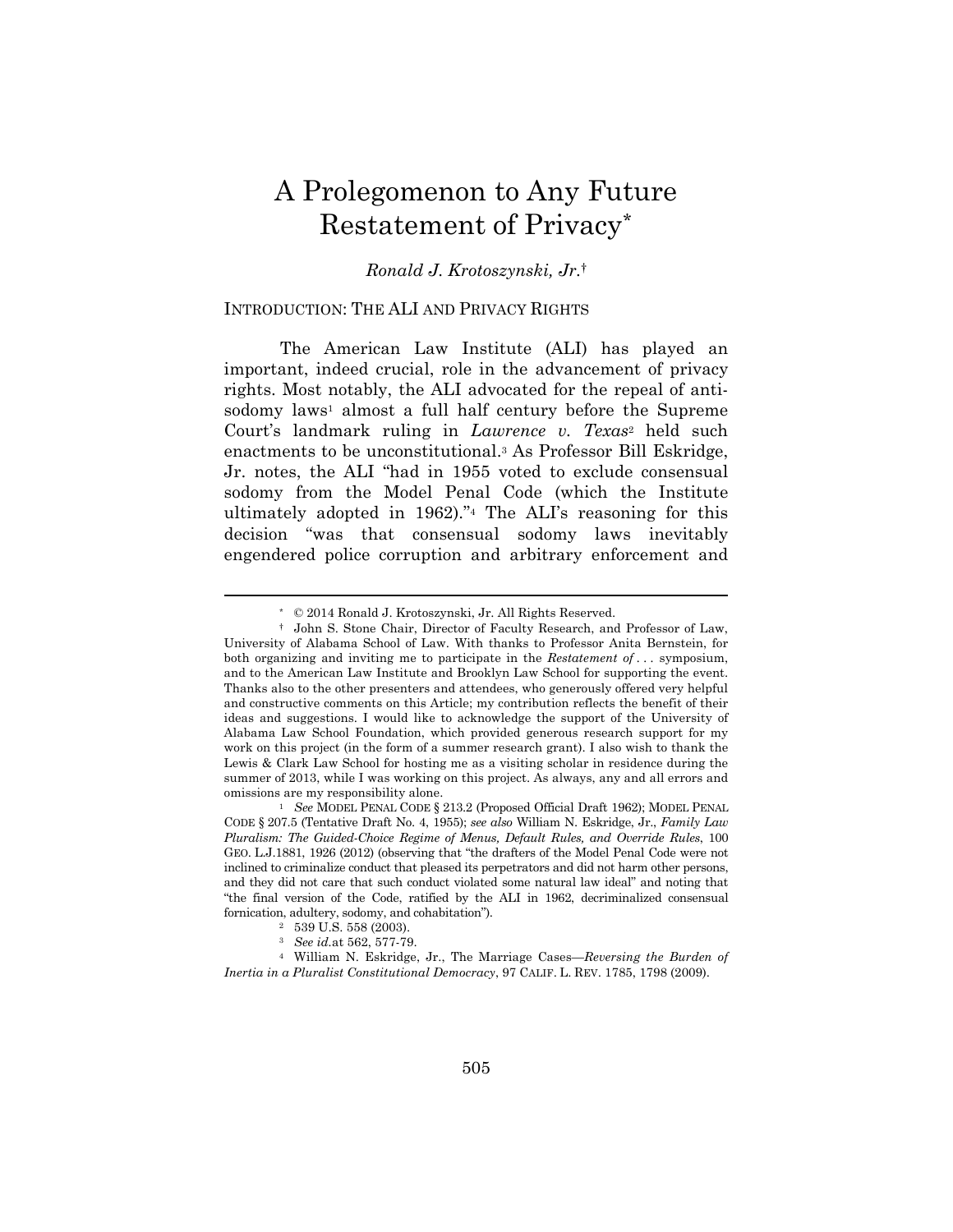# A Prolegomenon to Any Future Restatement of Privacy*

*Ronald J. Krotoszynski, Jr.*†

## INTRODUCTION: THE ALI AND PRIVACY RIGHTS

The American Law Institute (ALI) has played an important, indeed crucial, role in the advancement of privacy rights. Most notably, the ALI advocated for the repeal of anti-sodomy laws[1] almost a full half century before the Supreme Court's landmark ruling in *Lawrence v. Texas*[2] held such enactments to be unconstitutional.[3] As Professor Bill Eskridge, Jr. notes, the ALI "had in 1955 voted to exclude consensual sodomy from the Model Penal Code (which the Institute ultimately adopted in 1962)."[4] The ALI's reasoning for this decision "was that consensual sodomy laws inevitably engendered police corruption and arbitrary enforcement and

---

\* © 2014 Ronald J. Krotoszynski, Jr. All Rights Reserved.

† John S. Stone Chair, Director of Faculty Research, and Professor of Law, University of Alabama School of Law. With thanks to Professor Anita Bernstein, for both organizing and inviting me to participate in the *Restatement of* . . . symposium, and to the American Law Institute and Brooklyn Law School for supporting the event. Thanks also to the other presenters and attendees, who generously offered very helpful and constructive comments on this Article; my contribution reflects the benefit of their ideas and suggestions. I would like to acknowledge the support of the University of Alabama Law School Foundation, which provided generous research support for my work on this project (in the form of a summer research grant). I also wish to thank the Lewis & Clark Law School for hosting me as a visiting scholar in residence during the summer of 2013, while I was working on this project. As always, any and all errors and omissions are my responsibility alone.

[1] *See* MODEL PENAL CODE § 213.2 (Proposed Official Draft 1962); MODEL PENAL CODE § 207.5 (Tentative Draft No. 4, 1955); *see also* William N. Eskridge, Jr., *Family Law Pluralism: The Guided-Choice Regime of Menus, Default Rules, and Override Rules*, 100 GEO. L.J.1881, 1926 (2012) (observing that "the drafters of the Model Penal Code were not inclined to criminalize conduct that pleased its perpetrators and did not harm other persons, and they did not care that such conduct violated some natural law ideal" and noting that "the final version of the Code, ratified by the ALI in 1962, decriminalized consensual fornication, adultery, sodomy, and cohabitation").

[2] 539 U.S. 558 (2003).

[3] *See id.*at 562, 577-79.

[4] William N. Eskridge, Jr., The Marriage Cases—*Reversing the Burden of Inertia in a Pluralist Constitutional Democracy*, 97 CALIF. L. REV. 1785, 1798 (2009).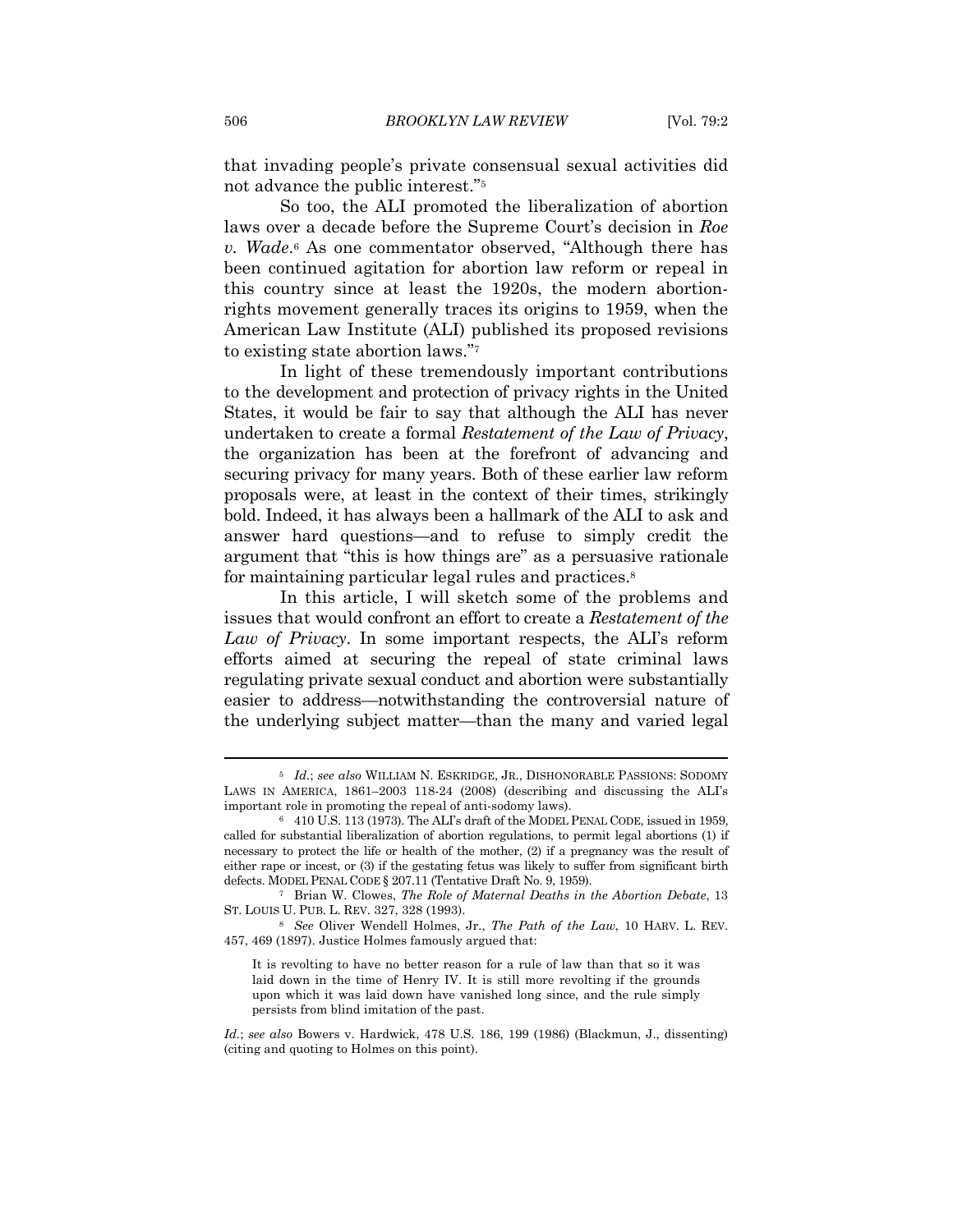that invading people's private consensual sexual activities did not advance the public interest."[5]

So too, the ALI promoted the liberalization of abortion laws over a decade before the Supreme Court's decision in *Roe v. Wade*.[6] As one commentator observed, "Although there has been continued agitation for abortion law reform or repeal in this country since at least the 1920s, the modern abortion-rights movement generally traces its origins to 1959, when the American Law Institute (ALI) published its proposed revisions to existing state abortion laws."[7]

In light of these tremendously important contributions to the development and protection of privacy rights in the United States, it would be fair to say that although the ALI has never undertaken to create a formal *Restatement of the Law of Privacy*, the organization has been at the forefront of advancing and securing privacy for many years. Both of these earlier law reform proposals were, at least in the context of their times, strikingly bold. Indeed, it has always been a hallmark of the ALI to ask and answer hard questions—and to refuse to simply credit the argument that "this is how things are" as a persuasive rationale for maintaining particular legal rules and practices.[8]

In this article, I will sketch some of the problems and issues that would confront an effort to create a *Restatement of the Law of Privacy*. In some important respects, the ALI's reform efforts aimed at securing the repeal of state criminal laws regulating private sexual conduct and abortion were substantially easier to address—notwithstanding the controversial nature of the underlying subject matter—than the many and varied legal

---

[5] *Id.*; *see also* WILLIAM N. ESKRIDGE, JR., DISHONORABLE PASSIONS: SODOMY LAWS IN AMERICA, 1861–2003 118-24 (2008) (describing and discussing the ALI's important role in promoting the repeal of anti-sodomy laws).

[6] 410 U.S. 113 (1973). The ALI's draft of the MODEL PENAL CODE, issued in 1959, called for substantial liberalization of abortion regulations, to permit legal abortions (1) if necessary to protect the life or health of the mother, (2) if a pregnancy was the result of either rape or incest, or (3) if the gestating fetus was likely to suffer from significant birth defects. MODEL PENAL CODE § 207.11 (Tentative Draft No. 9, 1959).

[7] Brian W. Clowes, *The Role of Maternal Deaths in the Abortion Debate*, 13 ST. LOUIS U. PUB. L. REV. 327, 328 (1993).

[8] *See* Oliver Wendell Holmes, Jr., *The Path of the Law*, 10 HARV. L. REV. 457, 469 (1897). Justice Holmes famously argued that:

> It is revolting to have no better reason for a rule of law than that so it was laid down in the time of Henry IV. It is still more revolting if the grounds upon which it was laid down have vanished long since, and the rule simply persists from blind imitation of the past.

*Id.*; *see also* Bowers v. Hardwick, 478 U.S. 186, 199 (1986) (Blackmun, J., dissenting) (citing and quoting to Holmes on this point).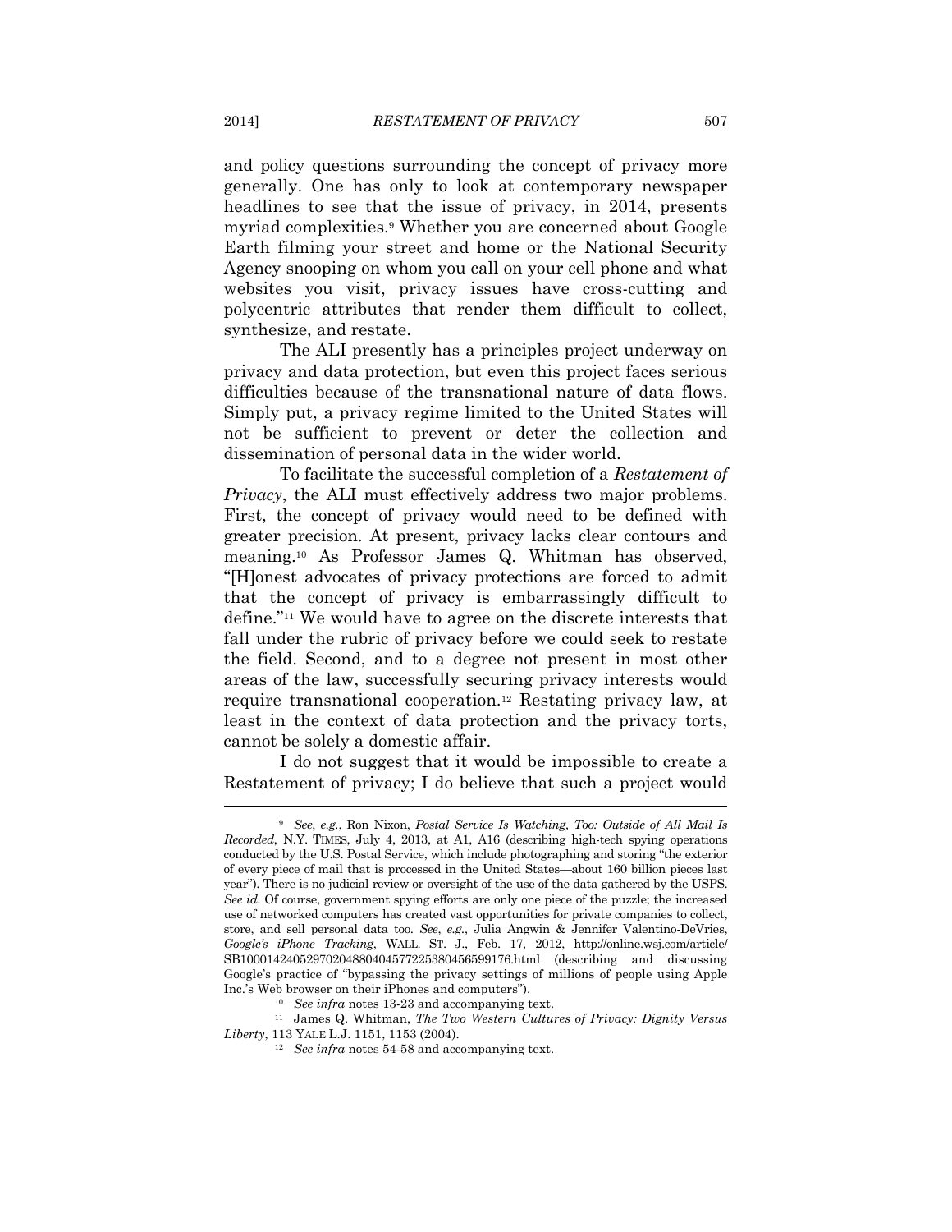and policy questions surrounding the concept of privacy more generally. One has only to look at contemporary newspaper headlines to see that the issue of privacy, in 2014, presents myriad complexities.[9] Whether you are concerned about Google Earth filming your street and home or the National Security Agency snooping on whom you call on your cell phone and what websites you visit, privacy issues have cross-cutting and polycentric attributes that render them difficult to collect, synthesize, and restate.

The ALI presently has a principles project underway on privacy and data protection, but even this project faces serious difficulties because of the transnational nature of data flows. Simply put, a privacy regime limited to the United States will not be sufficient to prevent or deter the collection and dissemination of personal data in the wider world.

To facilitate the successful completion of a *Restatement of Privacy*, the ALI must effectively address two major problems. First, the concept of privacy would need to be defined with greater precision. At present, privacy lacks clear contours and meaning.[10] As Professor James Q. Whitman has observed, "[H]onest advocates of privacy protections are forced to admit that the concept of privacy is embarrassingly difficult to define."[11] We would have to agree on the discrete interests that fall under the rubric of privacy before we could seek to restate the field. Second, and to a degree not present in most other areas of the law, successfully securing privacy interests would require transnational cooperation.[12] Restating privacy law, at least in the context of data protection and the privacy torts, cannot be solely a domestic affair.

I do not suggest that it would be impossible to create a Restatement of privacy; I do believe that such a project would

---

[9] *See, e.g.*, Ron Nixon, *Postal Service Is Watching, Too: Outside of All Mail Is Recorded*, N.Y. TIMES, July 4, 2013, at A1, A16 (describing high-tech spying operations conducted by the U.S. Postal Service, which include photographing and storing "the exterior of every piece of mail that is processed in the United States—about 160 billion pieces last year"). There is no judicial review or oversight of the use of the data gathered by the USPS. *See id.* Of course, government spying efforts are only one piece of the puzzle; the increased use of networked computers has created vast opportunities for private companies to collect, store, and sell personal data too. *See, e.g.*, Julia Angwin & Jennifer Valentino-DeVries, *Google's iPhone Tracking*, WALL. ST. J., Feb. 17, 2012, http://online.wsj.com/article/SB10001424052970204880404577225380456599176.html (describing and discussing Google's practice of "bypassing the privacy settings of millions of people using Apple Inc.'s Web browser on their iPhones and computers").

[10] *See infra* notes 13-23 and accompanying text.

[11] James Q. Whitman, *The Two Western Cultures of Privacy: Dignity Versus Liberty*, 113 YALE L.J. 1151, 1153 (2004).

[12] *See infra* notes 54-58 and accompanying text.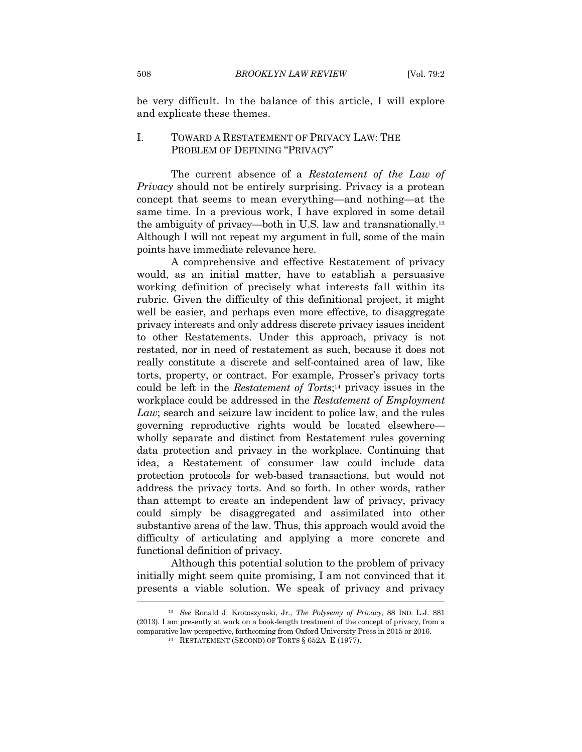be very difficult. In the balance of this article, I will explore and explicate these themes.

## I. TOWARD A RESTATEMENT OF PRIVACY LAW: THE PROBLEM OF DEFINING "PRIVACY"

The current absence of a *Restatement of the Law of Privacy* should not be entirely surprising. Privacy is a protean concept that seems to mean everything—and nothing—at the same time. In a previous work, I have explored in some detail the ambiguity of privacy—both in U.S. law and transnationally.[13] Although I will not repeat my argument in full, some of the main points have immediate relevance here.

A comprehensive and effective Restatement of privacy would, as an initial matter, have to establish a persuasive working definition of precisely what interests fall within its rubric. Given the difficulty of this definitional project, it might well be easier, and perhaps even more effective, to disaggregate privacy interests and only address discrete privacy issues incident to other Restatements. Under this approach, privacy is not restated, nor in need of restatement as such, because it does not really constitute a discrete and self-contained area of law, like torts, property, or contract. For example, Prosser's privacy torts could be left in the *Restatement of Torts*;[14] privacy issues in the workplace could be addressed in the *Restatement of Employment Law*; search and seizure law incident to police law, and the rules governing reproductive rights would be located elsewhere—wholly separate and distinct from Restatement rules governing data protection and privacy in the workplace. Continuing that idea, a Restatement of consumer law could include data protection protocols for web-based transactions, but would not address the privacy torts. And so forth. In other words, rather than attempt to create an independent law of privacy, privacy could simply be disaggregated and assimilated into other substantive areas of the law. Thus, this approach would avoid the difficulty of articulating and applying a more concrete and functional definition of privacy.

Although this potential solution to the problem of privacy initially might seem quite promising, I am not convinced that it presents a viable solution. We speak of privacy and privacy

---

[13] *See* Ronald J. Krotoszynski, Jr., *The Polysemy of Privacy*, 88 IND. L.J. 881 (2013). I am presently at work on a book-length treatment of the concept of privacy, from a comparative law perspective, forthcoming from Oxford University Press in 2015 or 2016.

[14] RESTATEMENT (SECOND) OF TORTS § 652A–E (1977).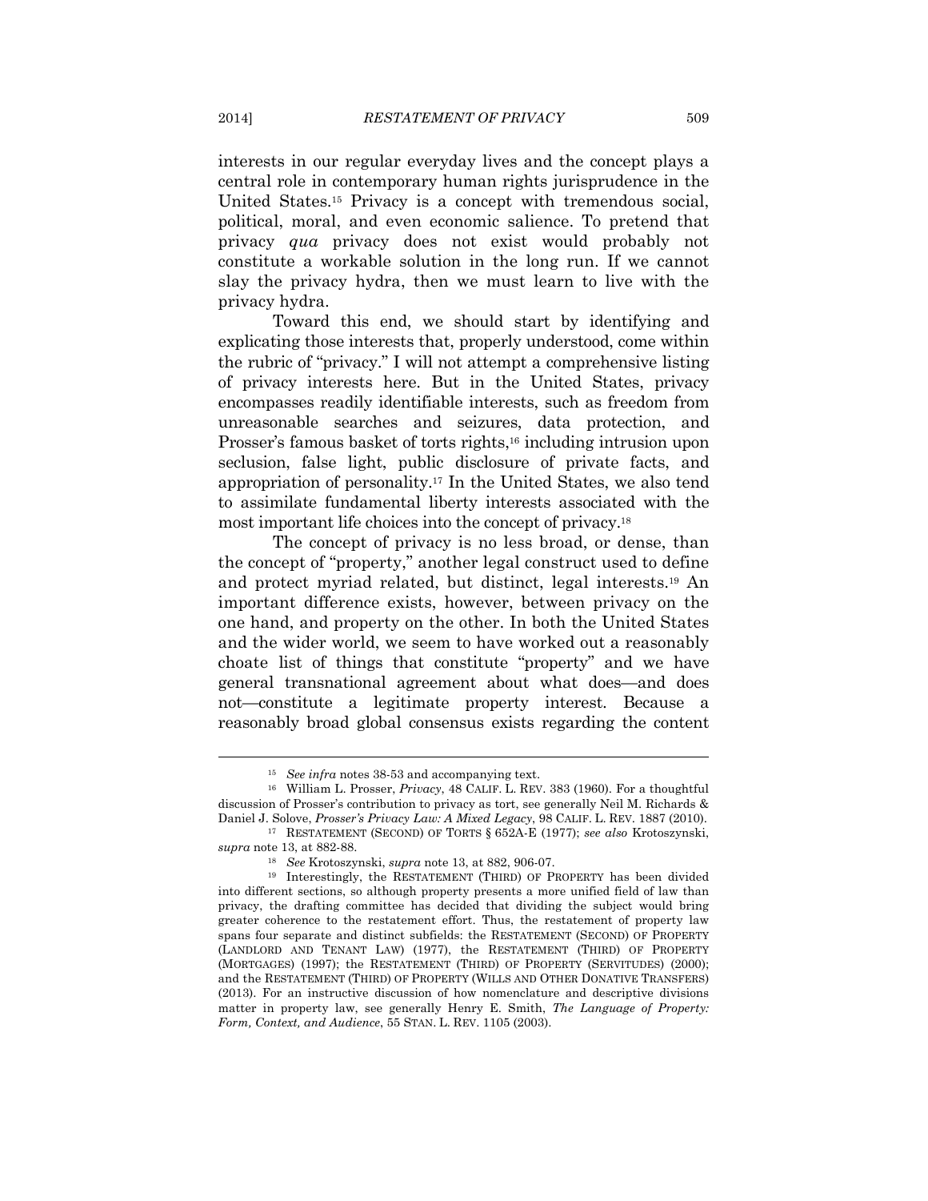interests in our regular everyday lives and the concept plays a central role in contemporary human rights jurisprudence in the United States.[15] Privacy is a concept with tremendous social, political, moral, and even economic salience. To pretend that privacy *qua* privacy does not exist would probably not constitute a workable solution in the long run. If we cannot slay the privacy hydra, then we must learn to live with the privacy hydra.

Toward this end, we should start by identifying and explicating those interests that, properly understood, come within the rubric of "privacy." I will not attempt a comprehensive listing of privacy interests here. But in the United States, privacy encompasses readily identifiable interests, such as freedom from unreasonable searches and seizures, data protection, and Prosser's famous basket of torts rights,[16] including intrusion upon seclusion, false light, public disclosure of private facts, and appropriation of personality.[17] In the United States, we also tend to assimilate fundamental liberty interests associated with the most important life choices into the concept of privacy.[18]

The concept of privacy is no less broad, or dense, than the concept of "property," another legal construct used to define and protect myriad related, but distinct, legal interests.[19] An important difference exists, however, between privacy on the one hand, and property on the other. In both the United States and the wider world, we seem to have worked out a reasonably choate list of things that constitute "property" and we have general transnational agreement about what does—and does not—constitute a legitimate property interest. Because a reasonably broad global consensus exists regarding the content

---

[15] *See infra* notes 38-53 and accompanying text.

[16] William L. Prosser, *Privacy*, 48 CALIF. L. REV. 383 (1960). For a thoughtful discussion of Prosser's contribution to privacy as tort, see generally Neil M. Richards & Daniel J. Solove, *Prosser's Privacy Law: A Mixed Legacy*, 98 CALIF. L. REV. 1887 (2010).

[17] RESTATEMENT (SECOND) OF TORTS § 652A-E (1977); *see also* Krotoszynski, *supra* note 13, at 882-88.

[18] *See* Krotoszynski, *supra* note 13, at 882, 906-07.

[19] Interestingly, the RESTATEMENT (THIRD) OF PROPERTY has been divided into different sections, so although property presents a more unified field of law than privacy, the drafting committee has decided that dividing the subject would bring greater coherence to the restatement effort. Thus, the restatement of property law spans four separate and distinct subfields: the RESTATEMENT (SECOND) OF PROPERTY (LANDLORD AND TENANT LAW) (1977), the RESTATEMENT (THIRD) OF PROPERTY (MORTGAGES) (1997); the RESTATEMENT (THIRD) OF PROPERTY (SERVITUDES) (2000); and the RESTATEMENT (THIRD) OF PROPERTY (WILLS AND OTHER DONATIVE TRANSFERS) (2013). For an instructive discussion of how nomenclature and descriptive divisions matter in property law, see generally Henry E. Smith, *The Language of Property: Form, Context, and Audience*, 55 STAN. L. REV. 1105 (2003).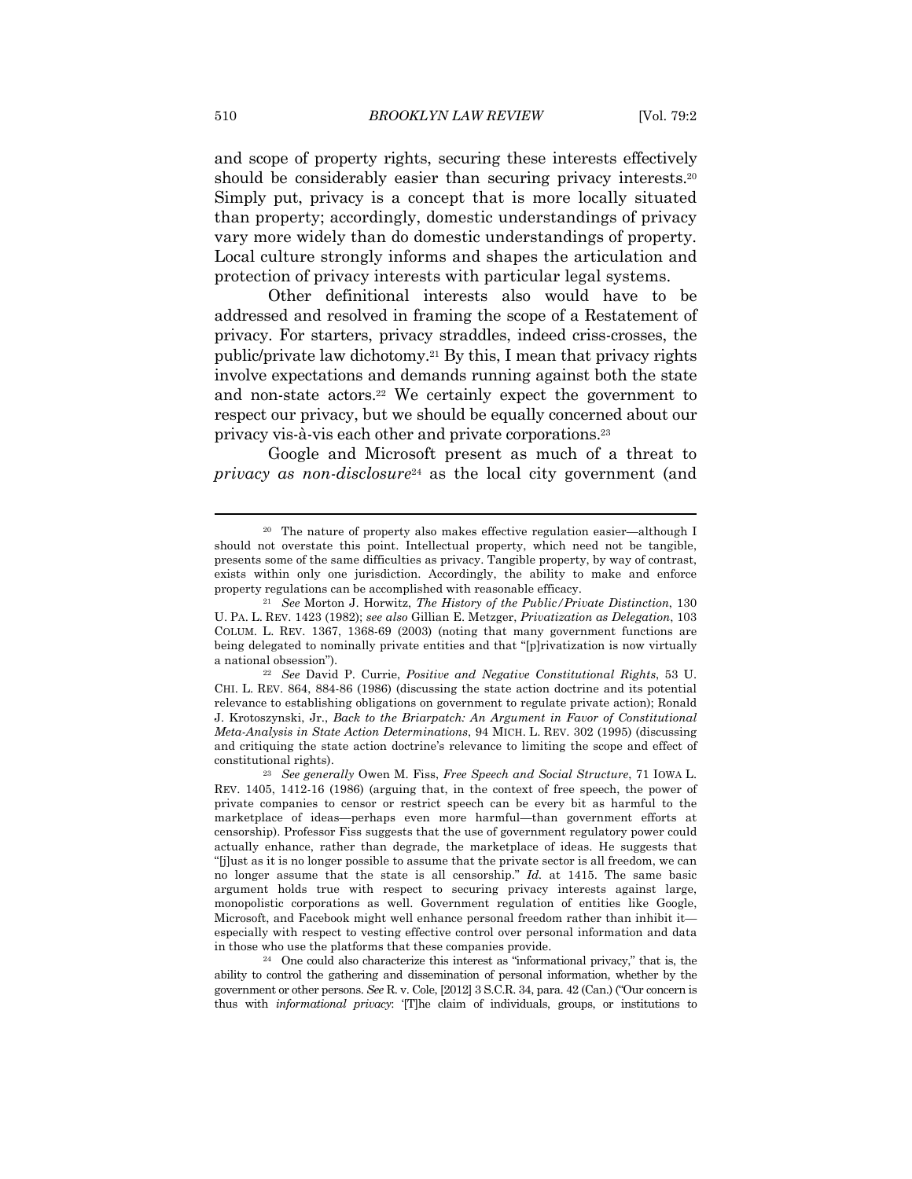and scope of property rights, securing these interests effectively should be considerably easier than securing privacy interests.[20] Simply put, privacy is a concept that is more locally situated than property; accordingly, domestic understandings of privacy vary more widely than do domestic understandings of property. Local culture strongly informs and shapes the articulation and protection of privacy interests with particular legal systems.

Other definitional interests also would have to be addressed and resolved in framing the scope of a Restatement of privacy. For starters, privacy straddles, indeed criss-crosses, the public/private law dichotomy.[21] By this, I mean that privacy rights involve expectations and demands running against both the state and non-state actors.[22] We certainly expect the government to respect our privacy, but we should be equally concerned about our privacy vis-à-vis each other and private corporations.[23]

Google and Microsoft present as much of a threat to *privacy as non-disclosure*[24] as the local city government (and

---

[20] The nature of property also makes effective regulation easier—although I should not overstate this point. Intellectual property, which need not be tangible, presents some of the same difficulties as privacy. Tangible property, by way of contrast, exists within only one jurisdiction. Accordingly, the ability to make and enforce property regulations can be accomplished with reasonable efficacy.

[21] *See* Morton J. Horwitz, *The History of the Public/Private Distinction*, 130 U. PA. L. REV. 1423 (1982); *see also* Gillian E. Metzger, *Privatization as Delegation*, 103 COLUM. L. REV. 1367, 1368-69 (2003) (noting that many government functions are being delegated to nominally private entities and that "[p]rivatization is now virtually a national obsession").

[22] *See* David P. Currie, *Positive and Negative Constitutional Rights*, 53 U. CHI. L. REV. 864, 884-86 (1986) (discussing the state action doctrine and its potential relevance to establishing obligations on government to regulate private action); Ronald J. Krotoszynski, Jr., *Back to the Briarpatch: An Argument in Favor of Constitutional Meta-Analysis in State Action Determinations*, 94 MICH. L. REV. 302 (1995) (discussing and critiquing the state action doctrine's relevance to limiting the scope and effect of constitutional rights).

[23] *See generally* Owen M. Fiss, *Free Speech and Social Structure*, 71 IOWA L. REV. 1405, 1412-16 (1986) (arguing that, in the context of free speech, the power of private companies to censor or restrict speech can be every bit as harmful to the marketplace of ideas—perhaps even more harmful—than government efforts at censorship). Professor Fiss suggests that the use of government regulatory power could actually enhance, rather than degrade, the marketplace of ideas. He suggests that "[j]ust as it is no longer possible to assume that the private sector is all freedom, we can no longer assume that the state is all censorship." *Id.* at 1415. The same basic argument holds true with respect to securing privacy interests against large, monopolistic corporations as well. Government regulation of entities like Google, Microsoft, and Facebook might well enhance personal freedom rather than inhibit it—especially with respect to vesting effective control over personal information and data in those who use the platforms that these companies provide.

[24] One could also characterize this interest as "informational privacy," that is, the ability to control the gathering and dissemination of personal information, whether by the government or other persons. *See* R. v. Cole, [2012] 3 S.C.R. 34, para. 42 (Can.) ("Our concern is thus with *informational privacy*: '[T]he claim of individuals, groups, or institutions to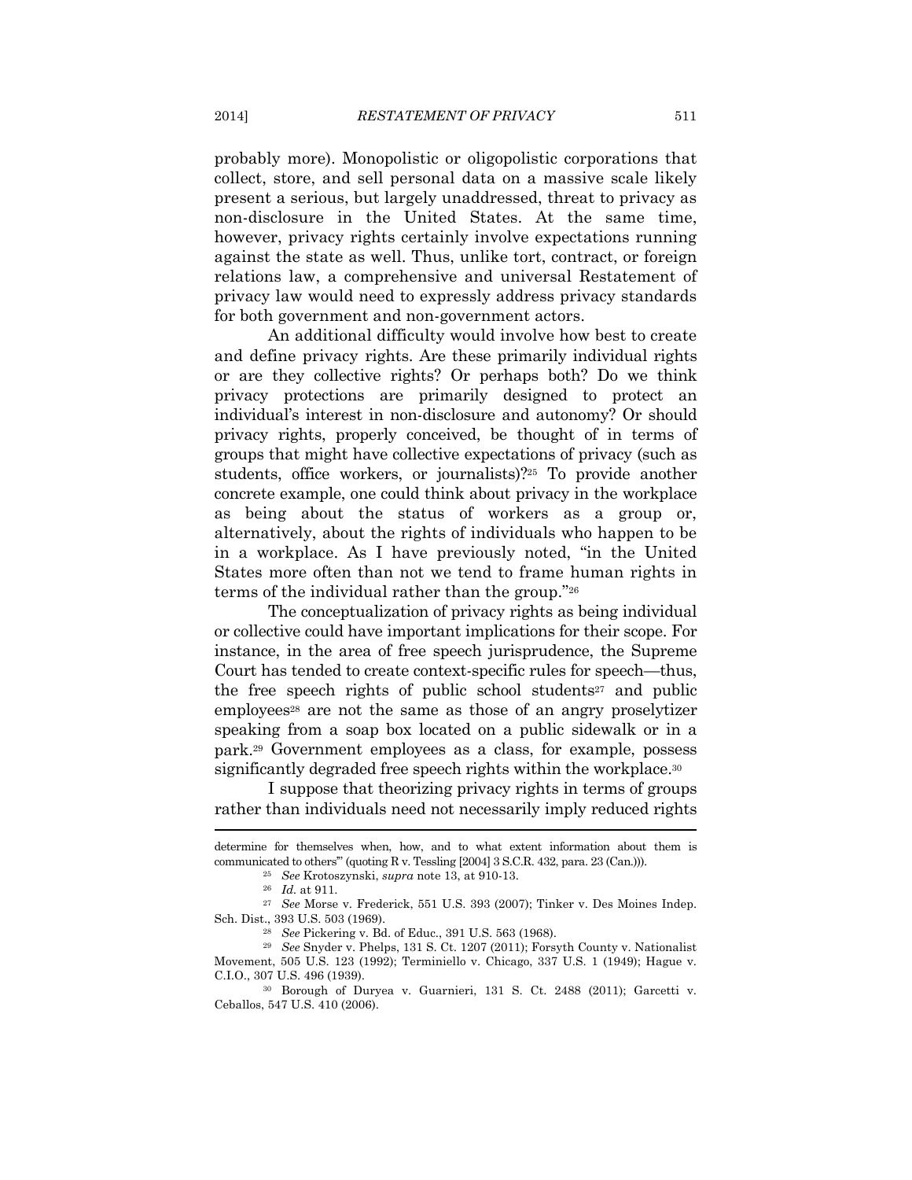probably more). Monopolistic or oligopolistic corporations that collect, store, and sell personal data on a massive scale likely present a serious, but largely unaddressed, threat to privacy as non-disclosure in the United States. At the same time, however, privacy rights certainly involve expectations running against the state as well. Thus, unlike tort, contract, or foreign relations law, a comprehensive and universal Restatement of privacy law would need to expressly address privacy standards for both government and non-government actors.

An additional difficulty would involve how best to create and define privacy rights. Are these primarily individual rights or are they collective rights? Or perhaps both? Do we think privacy protections are primarily designed to protect an individual's interest in non-disclosure and autonomy? Or should privacy rights, properly conceived, be thought of in terms of groups that might have collective expectations of privacy (such as students, office workers, or journalists)?[25] To provide another concrete example, one could think about privacy in the workplace as being about the status of workers as a group or, alternatively, about the rights of individuals who happen to be in a workplace. As I have previously noted, "in the United States more often than not we tend to frame human rights in terms of the individual rather than the group."[26]

The conceptualization of privacy rights as being individual or collective could have important implications for their scope. For instance, in the area of free speech jurisprudence, the Supreme Court has tended to create context-specific rules for speech—thus, the free speech rights of public school students[27] and public employees[28] are not the same as those of an angry proselytizer speaking from a soap box located on a public sidewalk or in a park.[29] Government employees as a class, for example, possess significantly degraded free speech rights within the workplace.[30]

I suppose that theorizing privacy rights in terms of groups rather than individuals need not necessarily imply reduced rights

---

determine for themselves when, how, and to what extent information about them is communicated to others'" (quoting R v. Tessling [2004] 3 S.C.R. 432, para. 23 (Can.))).

[25] *See* Krotoszynski, *supra* note 13, at 910-13.

[26] *Id.* at 911.

[27] *See* Morse v. Frederick, 551 U.S. 393 (2007); Tinker v. Des Moines Indep. Sch. Dist., 393 U.S. 503 (1969).

[28] *See* Pickering v. Bd. of Educ., 391 U.S. 563 (1968).

[29] *See* Snyder v. Phelps, 131 S. Ct. 1207 (2011); Forsyth County v. Nationalist Movement, 505 U.S. 123 (1992); Terminiello v. Chicago, 337 U.S. 1 (1949); Hague v. C.I.O., 307 U.S. 496 (1939).

[30] Borough of Duryea v. Guarnieri, 131 S. Ct. 2488 (2011); Garcetti v. Ceballos, 547 U.S. 410 (2006).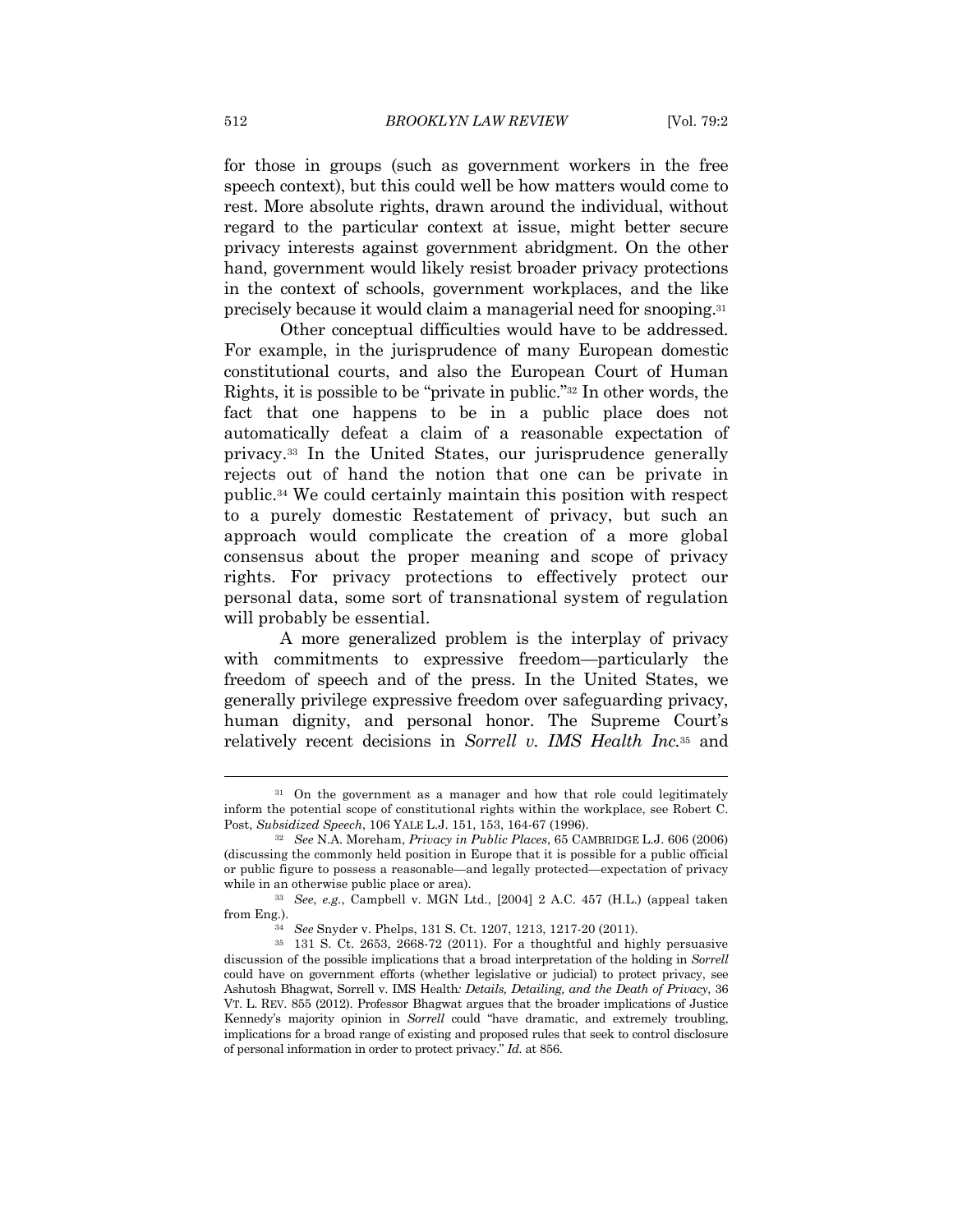for those in groups (such as government workers in the free speech context), but this could well be how matters would come to rest. More absolute rights, drawn around the individual, without regard to the particular context at issue, might better secure privacy interests against government abridgment. On the other hand, government would likely resist broader privacy protections in the context of schools, government workplaces, and the like precisely because it would claim a managerial need for snooping.[31]

Other conceptual difficulties would have to be addressed. For example, in the jurisprudence of many European domestic constitutional courts, and also the European Court of Human Rights, it is possible to be "private in public."[32] In other words, the fact that one happens to be in a public place does not automatically defeat a claim of a reasonable expectation of privacy.[33] In the United States, our jurisprudence generally rejects out of hand the notion that one can be private in public.[34] We could certainly maintain this position with respect to a purely domestic Restatement of privacy, but such an approach would complicate the creation of a more global consensus about the proper meaning and scope of privacy rights. For privacy protections to effectively protect our personal data, some sort of transnational system of regulation will probably be essential.

A more generalized problem is the interplay of privacy with commitments to expressive freedom—particularly the freedom of speech and of the press. In the United States, we generally privilege expressive freedom over safeguarding privacy, human dignity, and personal honor. The Supreme Court's relatively recent decisions in *Sorrell v. IMS Health Inc.*[35] and

---

[31] On the government as a manager and how that role could legitimately inform the potential scope of constitutional rights within the workplace, see Robert C. Post, *Subsidized Speech*, 106 YALE L.J. 151, 153, 164-67 (1996).

[32] *See* N.A. Moreham, *Privacy in Public Places*, 65 CAMBRIDGE L.J. 606 (2006) (discussing the commonly held position in Europe that it is possible for a public official or public figure to possess a reasonable—and legally protected—expectation of privacy while in an otherwise public place or area).

[33] *See, e.g.*, Campbell v. MGN Ltd., [2004] 2 A.C. 457 (H.L.) (appeal taken from Eng.).

[34] *See* Snyder v. Phelps, 131 S. Ct. 1207, 1213, 1217-20 (2011).

[35] 131 S. Ct. 2653, 2668-72 (2011). For a thoughtful and highly persuasive discussion of the possible implications that a broad interpretation of the holding in *Sorrell* could have on government efforts (whether legislative or judicial) to protect privacy, see Ashutosh Bhagwat, Sorrell v. IMS Health*: Details, Detailing, and the Death of Privacy*, 36 VT. L. REV. 855 (2012). Professor Bhagwat argues that the broader implications of Justice Kennedy's majority opinion in *Sorrell* could "have dramatic, and extremely troubling, implications for a broad range of existing and proposed rules that seek to control disclosure of personal information in order to protect privacy." *Id.* at 856.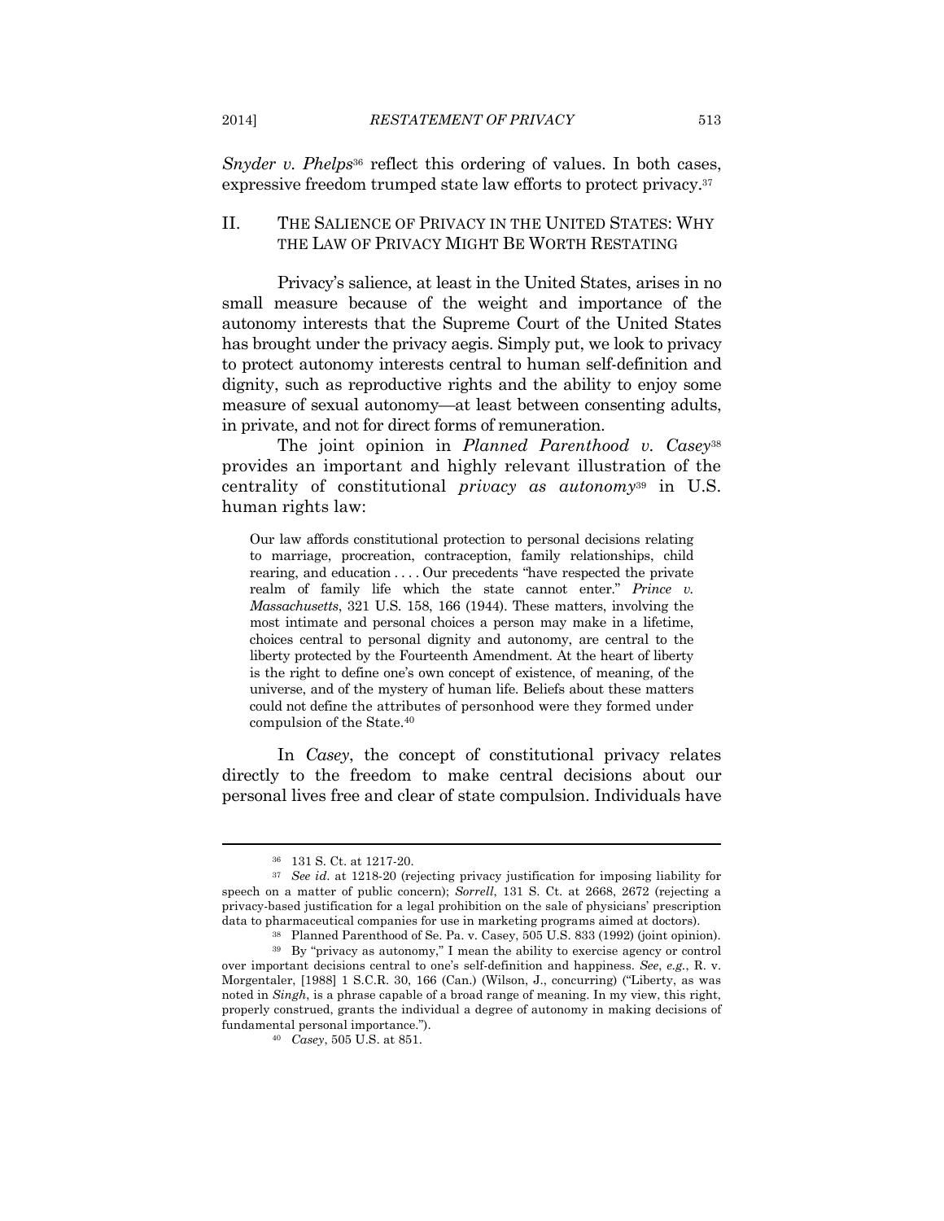*Snyder v. Phelps*[36] reflect this ordering of values. In both cases, expressive freedom trumped state law efforts to protect privacy.[37]

## II. THE SALIENCE OF PRIVACY IN THE UNITED STATES: WHY THE LAW OF PRIVACY MIGHT BE WORTH RESTATING

Privacy's salience, at least in the United States, arises in no small measure because of the weight and importance of the autonomy interests that the Supreme Court of the United States has brought under the privacy aegis. Simply put, we look to privacy to protect autonomy interests central to human self-definition and dignity, such as reproductive rights and the ability to enjoy some measure of sexual autonomy—at least between consenting adults, in private, and not for direct forms of remuneration.

The joint opinion in *Planned Parenthood v. Casey*[38] provides an important and highly relevant illustration of the centrality of constitutional *privacy as autonomy*[39] in U.S. human rights law:

> Our law affords constitutional protection to personal decisions relating to marriage, procreation, contraception, family relationships, child rearing, and education . . . . Our precedents "have respected the private realm of family life which the state cannot enter." *Prince v. Massachusetts*, 321 U.S. 158, 166 (1944). These matters, involving the most intimate and personal choices a person may make in a lifetime, choices central to personal dignity and autonomy, are central to the liberty protected by the Fourteenth Amendment. At the heart of liberty is the right to define one's own concept of existence, of meaning, of the universe, and of the mystery of human life. Beliefs about these matters could not define the attributes of personhood were they formed under compulsion of the State.[40]

In *Casey*, the concept of constitutional privacy relates directly to the freedom to make central decisions about our personal lives free and clear of state compulsion. Individuals have

---

[36] 131 S. Ct. at 1217-20.

[37] *See id.* at 1218-20 (rejecting privacy justification for imposing liability for speech on a matter of public concern); *Sorrell*, 131 S. Ct. at 2668, 2672 (rejecting a privacy-based justification for a legal prohibition on the sale of physicians' prescription data to pharmaceutical companies for use in marketing programs aimed at doctors).

[38] Planned Parenthood of Se. Pa. v. Casey, 505 U.S. 833 (1992) (joint opinion).

[39] By "privacy as autonomy," I mean the ability to exercise agency or control over important decisions central to one's self-definition and happiness. *See, e.g.*, R. v. Morgentaler, [1988] 1 S.C.R. 30, 166 (Can.) (Wilson, J., concurring) ("Liberty, as was noted in *Singh*, is a phrase capable of a broad range of meaning. In my view, this right, properly construed, grants the individual a degree of autonomy in making decisions of fundamental personal importance.").

[40] *Casey*, 505 U.S. at 851.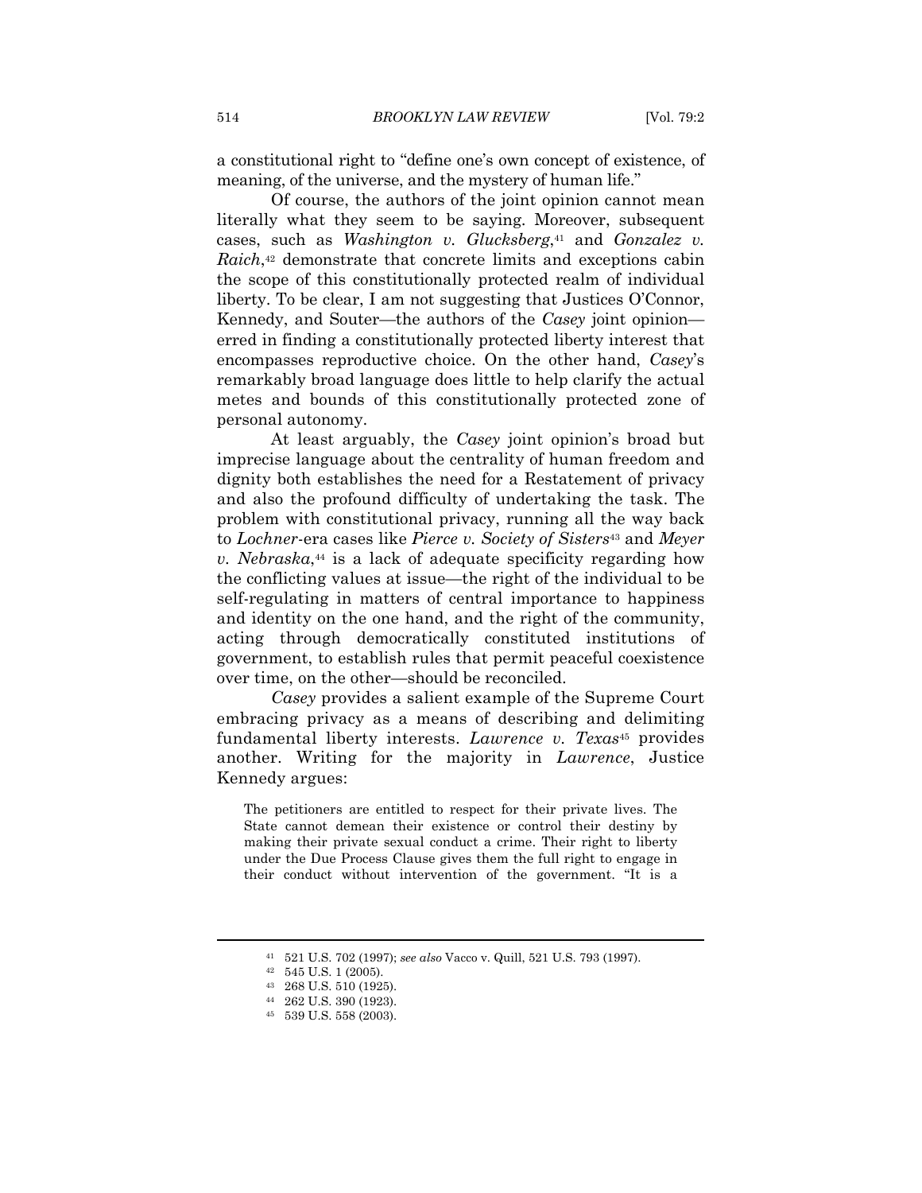a constitutional right to "define one's own concept of existence, of meaning, of the universe, and the mystery of human life."

Of course, the authors of the joint opinion cannot mean literally what they seem to be saying. Moreover, subsequent cases, such as *Washington v. Glucksberg*,[41] and *Gonzalez v. Raich*,[42] demonstrate that concrete limits and exceptions cabin the scope of this constitutionally protected realm of individual liberty. To be clear, I am not suggesting that Justices O'Connor, Kennedy, and Souter—the authors of the *Casey* joint opinion—erred in finding a constitutionally protected liberty interest that encompasses reproductive choice. On the other hand, *Casey*'s remarkably broad language does little to help clarify the actual metes and bounds of this constitutionally protected zone of personal autonomy.

At least arguably, the *Casey* joint opinion's broad but imprecise language about the centrality of human freedom and dignity both establishes the need for a Restatement of privacy and also the profound difficulty of undertaking the task. The problem with constitutional privacy, running all the way back to *Lochner*-era cases like *Pierce v. Society of Sisters*[43] and *Meyer v. Nebraska*,[44] is a lack of adequate specificity regarding how the conflicting values at issue—the right of the individual to be self-regulating in matters of central importance to happiness and identity on the one hand, and the right of the community, acting through democratically constituted institutions of government, to establish rules that permit peaceful coexistence over time, on the other—should be reconciled.

*Casey* provides a salient example of the Supreme Court embracing privacy as a means of describing and delimiting fundamental liberty interests. *Lawrence v. Texas*[45] provides another. Writing for the majority in *Lawrence*, Justice Kennedy argues:

> The petitioners are entitled to respect for their private lives. The State cannot demean their existence or control their destiny by making their private sexual conduct a crime. Their right to liberty under the Due Process Clause gives them the full right to engage in their conduct without intervention of the government. "It is a

---

[41] 521 U.S. 702 (1997); *see also* Vacco v. Quill, 521 U.S. 793 (1997).

[42] 545 U.S. 1 (2005).

[43] 268 U.S. 510 (1925).

[44] 262 U.S. 390 (1923).

[45] 539 U.S. 558 (2003).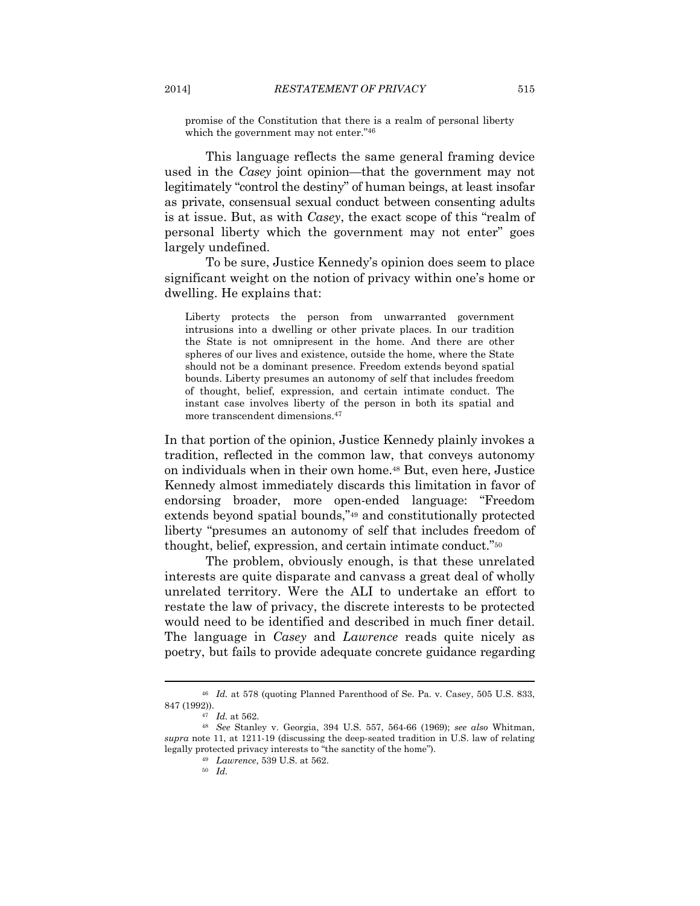> promise of the Constitution that there is a realm of personal liberty which the government may not enter."[46]

This language reflects the same general framing device used in the *Casey* joint opinion—that the government may not legitimately "control the destiny" of human beings, at least insofar as private, consensual sexual conduct between consenting adults is at issue. But, as with *Casey*, the exact scope of this "realm of personal liberty which the government may not enter" goes largely undefined.

To be sure, Justice Kennedy's opinion does seem to place significant weight on the notion of privacy within one's home or dwelling. He explains that:

> Liberty protects the person from unwarranted government intrusions into a dwelling or other private places. In our tradition the State is not omnipresent in the home. And there are other spheres of our lives and existence, outside the home, where the State should not be a dominant presence. Freedom extends beyond spatial bounds. Liberty presumes an autonomy of self that includes freedom of thought, belief, expression, and certain intimate conduct. The instant case involves liberty of the person in both its spatial and more transcendent dimensions.[47]

In that portion of the opinion, Justice Kennedy plainly invokes a tradition, reflected in the common law, that conveys autonomy on individuals when in their own home.[48] But, even here, Justice Kennedy almost immediately discards this limitation in favor of endorsing broader, more open-ended language: "Freedom extends beyond spatial bounds,"[49] and constitutionally protected liberty "presumes an autonomy of self that includes freedom of thought, belief, expression, and certain intimate conduct."[50]

The problem, obviously enough, is that these unrelated interests are quite disparate and canvass a great deal of wholly unrelated territory. Were the ALI to undertake an effort to restate the law of privacy, the discrete interests to be protected would need to be identified and described in much finer detail. The language in *Casey* and *Lawrence* reads quite nicely as poetry, but fails to provide adequate concrete guidance regarding

---

[46] *Id.* at 578 (quoting Planned Parenthood of Se. Pa. v. Casey, 505 U.S. 833, 847 (1992)).

[47] *Id.* at 562.

[48] *See* Stanley v. Georgia, 394 U.S. 557, 564-66 (1969); *see also* Whitman, *supra* note 11, at 1211-19 (discussing the deep-seated tradition in U.S. law of relating legally protected privacy interests to "the sanctity of the home").

[49] *Lawrence*, 539 U.S. at 562.

[50] *Id.*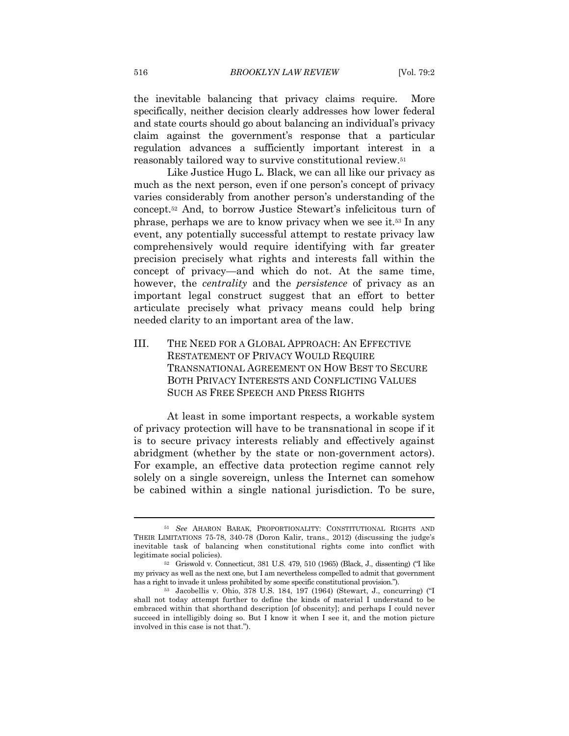the inevitable balancing that privacy claims require. More specifically, neither decision clearly addresses how lower federal and state courts should go about balancing an individual's privacy claim against the government's response that a particular regulation advances a sufficiently important interest in a reasonably tailored way to survive constitutional review.[51]

Like Justice Hugo L. Black, we can all like our privacy as much as the next person, even if one person's concept of privacy varies considerably from another person's understanding of the concept.[52] And, to borrow Justice Stewart's infelicitous turn of phrase, perhaps we are to know privacy when we see it.[53] In any event, any potentially successful attempt to restate privacy law comprehensively would require identifying with far greater precision precisely what rights and interests fall within the concept of privacy—and which do not. At the same time, however, the *centrality* and the *persistence* of privacy as an important legal construct suggest that an effort to better articulate precisely what privacy means could help bring needed clarity to an important area of the law.

## III. THE NEED FOR A GLOBAL APPROACH: AN EFFECTIVE RESTATEMENT OF PRIVACY WOULD REQUIRE TRANSNATIONAL AGREEMENT ON HOW BEST TO SECURE BOTH PRIVACY INTERESTS AND CONFLICTING VALUES SUCH AS FREE SPEECH AND PRESS RIGHTS

At least in some important respects, a workable system of privacy protection will have to be transnational in scope if it is to secure privacy interests reliably and effectively against abridgment (whether by the state or non-government actors). For example, an effective data protection regime cannot rely solely on a single sovereign, unless the Internet can somehow be cabined within a single national jurisdiction. To be sure,

---

[51] *See* AHARON BARAK, PROPORTIONALITY: CONSTITUTIONAL RIGHTS AND THEIR LIMITATIONS 75-78, 340-78 (Doron Kalir, trans., 2012) (discussing the judge's inevitable task of balancing when constitutional rights come into conflict with legitimate social policies).

[52] Griswold v. Connecticut, 381 U.S. 479, 510 (1965) (Black, J., dissenting) ("I like my privacy as well as the next one, but I am nevertheless compelled to admit that government has a right to invade it unless prohibited by some specific constitutional provision.").

[53] Jacobellis v. Ohio, 378 U.S. 184, 197 (1964) (Stewart, J., concurring) ("I shall not today attempt further to define the kinds of material I understand to be embraced within that shorthand description [of obscenity]; and perhaps I could never succeed in intelligibly doing so. But I know it when I see it, and the motion picture involved in this case is not that.").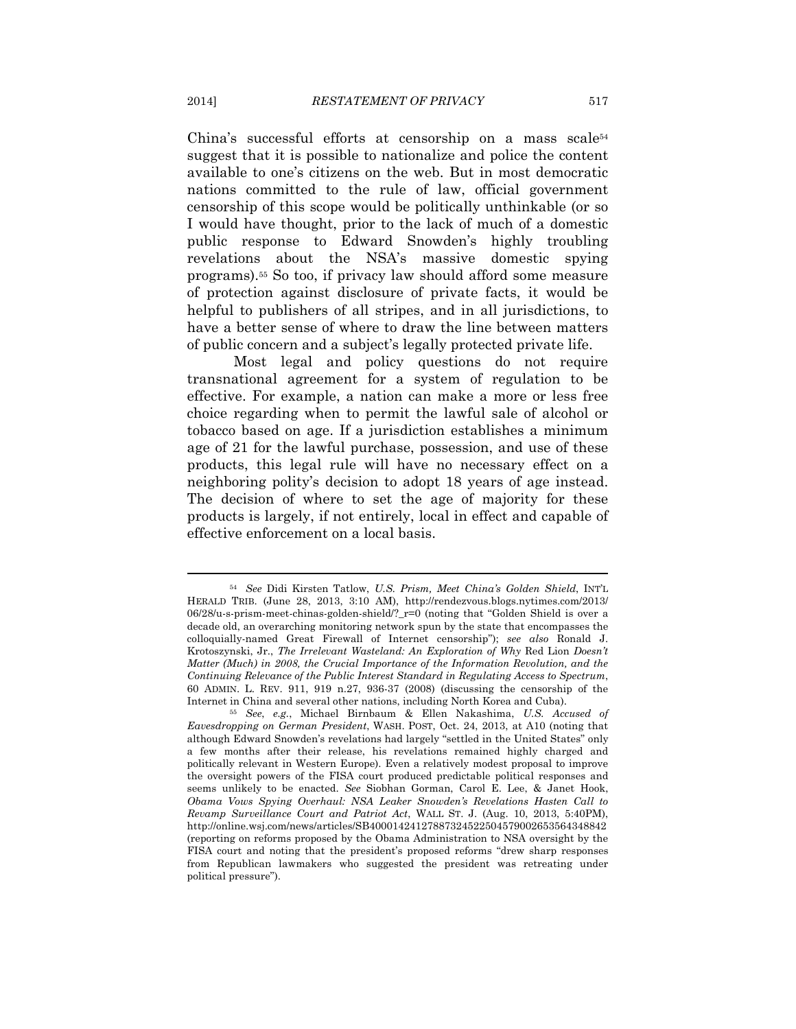China's successful efforts at censorship on a mass scale[54] suggest that it is possible to nationalize and police the content available to one's citizens on the web. But in most democratic nations committed to the rule of law, official government censorship of this scope would be politically unthinkable (or so I would have thought, prior to the lack of much of a domestic public response to Edward Snowden's highly troubling revelations about the NSA's massive domestic spying programs).[55] So too, if privacy law should afford some measure of protection against disclosure of private facts, it would be helpful to publishers of all stripes, and in all jurisdictions, to have a better sense of where to draw the line between matters of public concern and a subject's legally protected private life.

Most legal and policy questions do not require transnational agreement for a system of regulation to be effective. For example, a nation can make a more or less free choice regarding when to permit the lawful sale of alcohol or tobacco based on age. If a jurisdiction establishes a minimum age of 21 for the lawful purchase, possession, and use of these products, this legal rule will have no necessary effect on a neighboring polity's decision to adopt 18 years of age instead. The decision of where to set the age of majority for these products is largely, if not entirely, local in effect and capable of effective enforcement on a local basis.

---

[54] *See* Didi Kirsten Tatlow, *U.S. Prism, Meet China's Golden Shield*, INT'L HERALD TRIB. (June 28, 2013, 3:10 AM), http://rendezvous.blogs.nytimes.com/2013/06/28/u-s-prism-meet-chinas-golden-shield/?_r=0 (noting that "Golden Shield is over a decade old, an overarching monitoring network spun by the state that encompasses the colloquially-named Great Firewall of Internet censorship"); *see also* Ronald J. Krotoszynski, Jr., *The Irrelevant Wasteland: An Exploration of Why* Red Lion *Doesn't Matter (Much) in 2008, the Crucial Importance of the Information Revolution, and the Continuing Relevance of the Public Interest Standard in Regulating Access to Spectrum*, 60 ADMIN. L. REV. 911, 919 n.27, 936-37 (2008) (discussing the censorship of the Internet in China and several other nations, including North Korea and Cuba).

[55] *See, e.g.*, Michael Birnbaum & Ellen Nakashima, *U.S. Accused of Eavesdropping on German President*, WASH. POST, Oct. 24, 2013, at A10 (noting that although Edward Snowden's revelations had largely "settled in the United States" only a few months after their release, his revelations remained highly charged and politically relevant in Western Europe). Even a relatively modest proposal to improve the oversight powers of the FISA court produced predictable political responses and seems unlikely to be enacted. *See* Siobhan Gorman, Carol E. Lee, & Janet Hook, *Obama Vows Spying Overhaul: NSA Leaker Snowden's Revelations Hasten Call to Revamp Surveillance Court and Patriot Act*, WALL ST. J. (Aug. 10, 2013, 5:40PM), http://online.wsj.com/news/articles/SB40001424127887324522504579002653564348842 (reporting on reforms proposed by the Obama Administration to NSA oversight by the FISA court and noting that the president's proposed reforms "drew sharp responses from Republican lawmakers who suggested the president was retreating under political pressure").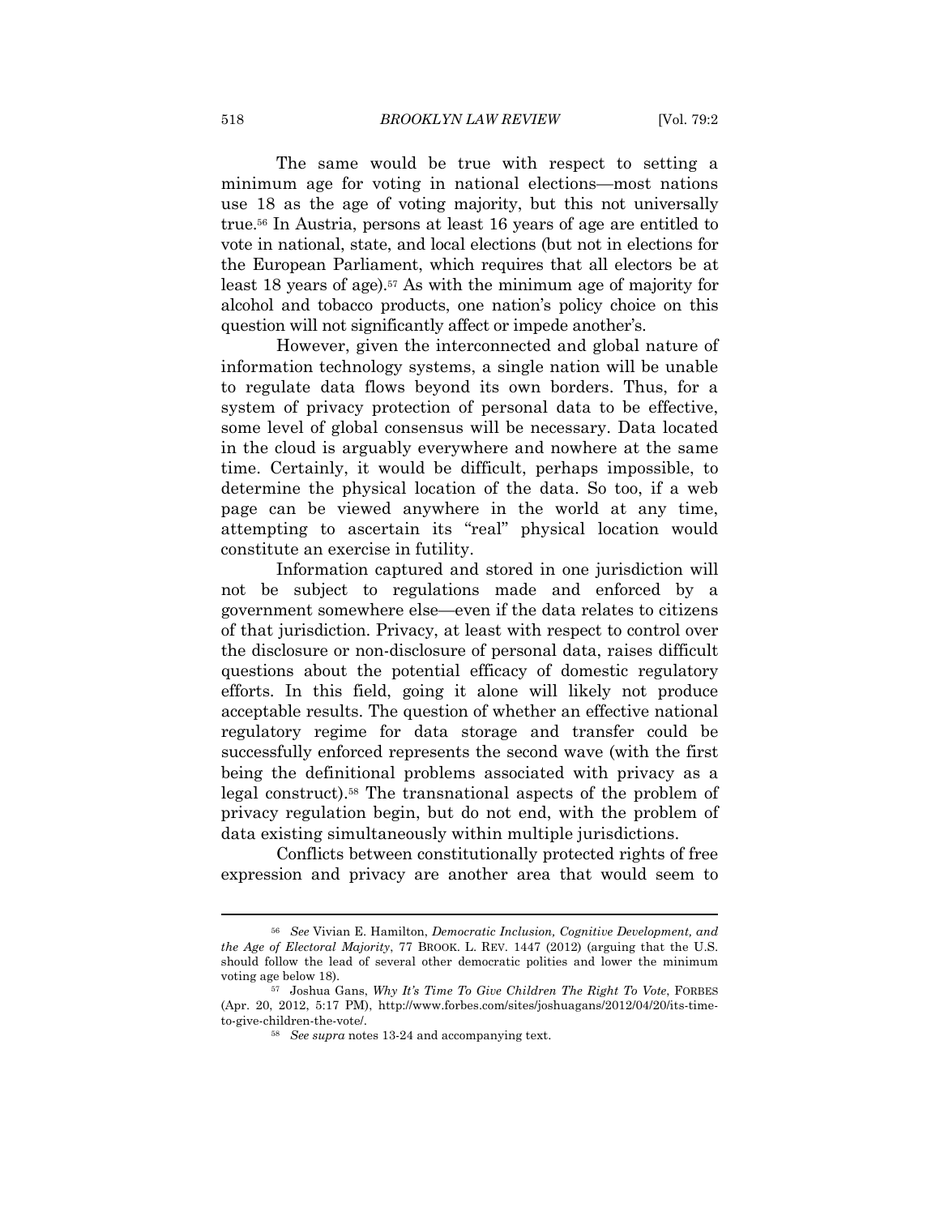The same would be true with respect to setting a minimum age for voting in national elections—most nations use 18 as the age of voting majority, but this not universally true.[56] In Austria, persons at least 16 years of age are entitled to vote in national, state, and local elections (but not in elections for the European Parliament, which requires that all electors be at least 18 years of age).[57] As with the minimum age of majority for alcohol and tobacco products, one nation's policy choice on this question will not significantly affect or impede another's.

However, given the interconnected and global nature of information technology systems, a single nation will be unable to regulate data flows beyond its own borders. Thus, for a system of privacy protection of personal data to be effective, some level of global consensus will be necessary. Data located in the cloud is arguably everywhere and nowhere at the same time. Certainly, it would be difficult, perhaps impossible, to determine the physical location of the data. So too, if a web page can be viewed anywhere in the world at any time, attempting to ascertain its "real" physical location would constitute an exercise in futility.

Information captured and stored in one jurisdiction will not be subject to regulations made and enforced by a government somewhere else—even if the data relates to citizens of that jurisdiction. Privacy, at least with respect to control over the disclosure or non-disclosure of personal data, raises difficult questions about the potential efficacy of domestic regulatory efforts. In this field, going it alone will likely not produce acceptable results. The question of whether an effective national regulatory regime for data storage and transfer could be successfully enforced represents the second wave (with the first being the definitional problems associated with privacy as a legal construct).[58] The transnational aspects of the problem of privacy regulation begin, but do not end, with the problem of data existing simultaneously within multiple jurisdictions.

Conflicts between constitutionally protected rights of free expression and privacy are another area that would seem to

---

[56] *See* Vivian E. Hamilton, *Democratic Inclusion, Cognitive Development, and the Age of Electoral Majority*, 77 BROOK. L. REV. 1447 (2012) (arguing that the U.S. should follow the lead of several other democratic polities and lower the minimum voting age below 18).

[57] Joshua Gans, *Why It's Time To Give Children The Right To Vote*, FORBES (Apr. 20, 2012, 5:17 PM), http://www.forbes.com/sites/joshuagans/2012/04/20/its-time-to-give-children-the-vote/.

[58] *See supra* notes 13-24 and accompanying text.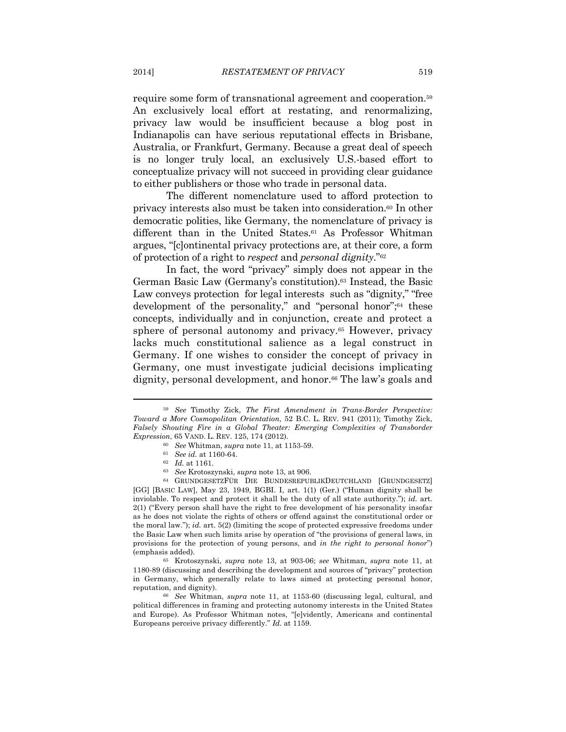require some form of transnational agreement and cooperation.[59] An exclusively local effort at restating, and renormalizing, privacy law would be insufficient because a blog post in Indianapolis can have serious reputational effects in Brisbane, Australia, or Frankfurt, Germany. Because a great deal of speech is no longer truly local, an exclusively U.S.-based effort to conceptualize privacy will not succeed in providing clear guidance to either publishers or those who trade in personal data.

The different nomenclature used to afford protection to privacy interests also must be taken into consideration.[60] In other democratic polities, like Germany, the nomenclature of privacy is different than in the United States.[61] As Professor Whitman argues, "[c]ontinental privacy protections are, at their core, a form of protection of a right to *respect* and *personal dignity*."[62]

In fact, the word "privacy" simply does not appear in the German Basic Law (Germany's constitution).[63] Instead, the Basic Law conveys protection for legal interests such as "dignity," "free development of the personality," and "personal honor";[64] these concepts, individually and in conjunction, create and protect a sphere of personal autonomy and privacy.[65] However, privacy lacks much constitutional salience as a legal construct in Germany. If one wishes to consider the concept of privacy in Germany, one must investigate judicial decisions implicating dignity, personal development, and honor.[66] The law's goals and

---

[59] *See* Timothy Zick, *The First Amendment in Trans-Border Perspective: Toward a More Cosmopolitan Orientation*, 52 B.C. L. REV. 941 (2011); Timothy Zick, *Falsely Shouting Fire in a Global Theater: Emerging Complexities of Transborder Expression*, 65 VAND. L. REV. 125, 174 (2012).

[60] *See* Whitman, *supra* note 11, at 1153-59.

[61] *See id.* at 1160-64.

[62] *Id.* at 1161.

[63] *See* Krotoszynski, *supra* note 13, at 906.

[64] GRUNDGESETZFÜR DIE BUNDESREPUBLIKDEUTCHLAND [GRUNDGESETZ] [GG] [BASIC LAW], May 23, 1949, BGBI. I, art. 1(1) (Ger.) ("Human dignity shall be inviolable. To respect and protect it shall be the duty of all state authority."); *id.* art. 2(1) ("Every person shall have the right to free development of his personality insofar as he does not violate the rights of others or offend against the constitutional order or the moral law."); *id.* art. 5(2) (limiting the scope of protected expressive freedoms under the Basic Law when such limits arise by operation of "the provisions of general laws, in provisions for the protection of young persons, and *in the right to personal honor*") (emphasis added).

[65] Krotoszynski, *supra* note 13, at 903-06; *see* Whitman, *supra* note 11, at 1180-89 (discussing and describing the development and sources of "privacy" protection in Germany, which generally relate to laws aimed at protecting personal honor, reputation, and dignity).

[66] *See* Whitman, *supra* note 11, at 1153-60 (discussing legal, cultural, and political differences in framing and protecting autonomy interests in the United States and Europe). As Professor Whitman notes, "[e]vidently, Americans and continental Europeans perceive privacy differently." *Id.* at 1159.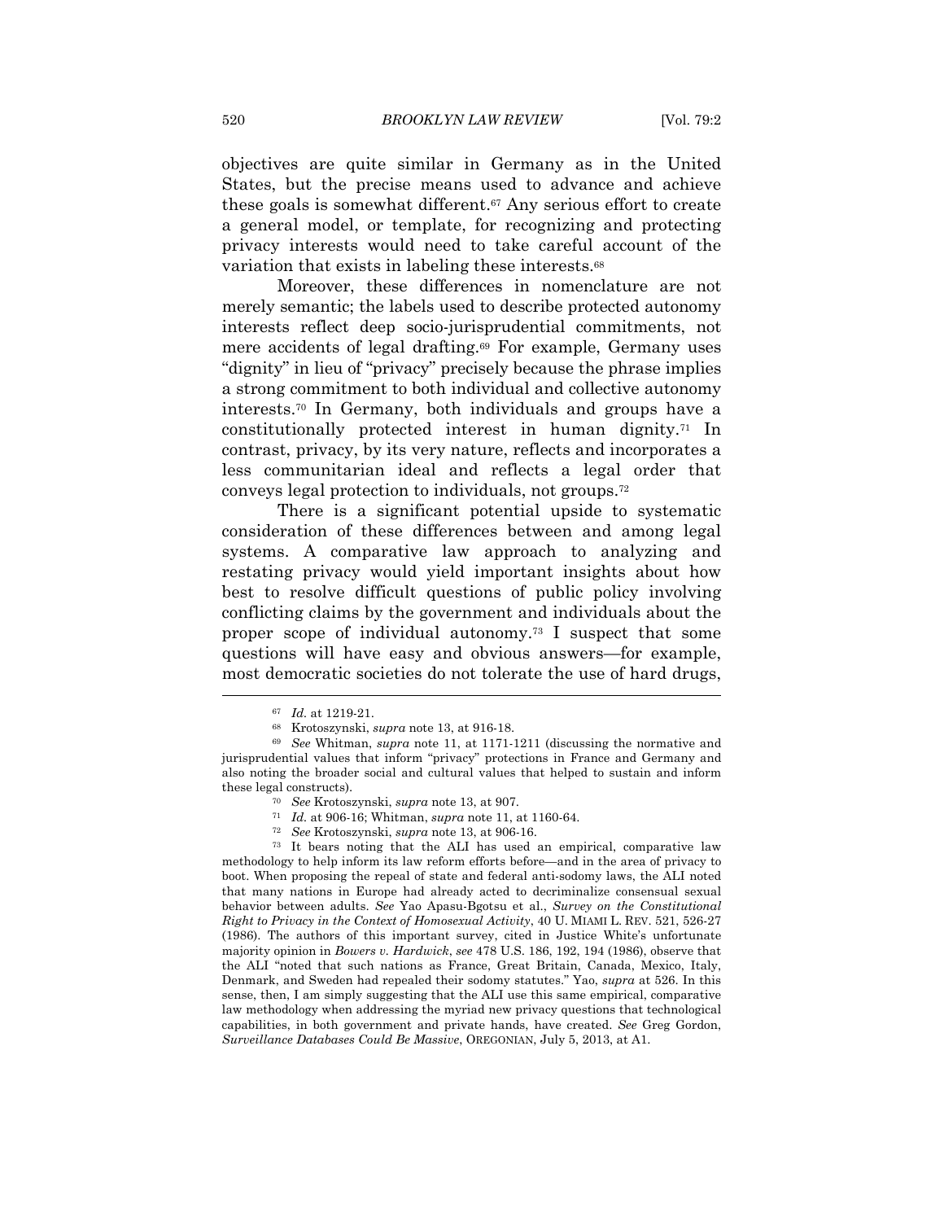objectives are quite similar in Germany as in the United States, but the precise means used to advance and achieve these goals is somewhat different.[67] Any serious effort to create a general model, or template, for recognizing and protecting privacy interests would need to take careful account of the variation that exists in labeling these interests.[68]

Moreover, these differences in nomenclature are not merely semantic; the labels used to describe protected autonomy interests reflect deep socio-jurisprudential commitments, not mere accidents of legal drafting.[69] For example, Germany uses "dignity" in lieu of "privacy" precisely because the phrase implies a strong commitment to both individual and collective autonomy interests.[70] In Germany, both individuals and groups have a constitutionally protected interest in human dignity.[71] In contrast, privacy, by its very nature, reflects and incorporates a less communitarian ideal and reflects a legal order that conveys legal protection to individuals, not groups.[72]

There is a significant potential upside to systematic consideration of these differences between and among legal systems. A comparative law approach to analyzing and restating privacy would yield important insights about how best to resolve difficult questions of public policy involving conflicting claims by the government and individuals about the proper scope of individual autonomy.[73] I suspect that some questions will have easy and obvious answers—for example, most democratic societies do not tolerate the use of hard drugs,

---

[67] *Id.* at 1219-21.

[68] Krotoszynski, *supra* note 13, at 916-18.

[69] *See* Whitman, *supra* note 11, at 1171-1211 (discussing the normative and jurisprudential values that inform "privacy" protections in France and Germany and also noting the broader social and cultural values that helped to sustain and inform these legal constructs).

[70] *See* Krotoszynski, *supra* note 13, at 907.

[71] *Id.* at 906-16; Whitman, *supra* note 11, at 1160-64.

[72] *See* Krotoszynski, *supra* note 13, at 906-16.

[73] It bears noting that the ALI has used an empirical, comparative law methodology to help inform its law reform efforts before—and in the area of privacy to boot. When proposing the repeal of state and federal anti-sodomy laws, the ALI noted that many nations in Europe had already acted to decriminalize consensual sexual behavior between adults. *See* Yao Apasu-Bgotsu et al., *Survey on the Constitutional Right to Privacy in the Context of Homosexual Activity*, 40 U. MIAMI L. REV. 521, 526-27 (1986). The authors of this important survey, cited in Justice White's unfortunate majority opinion in *Bowers v. Hardwick*, *see* 478 U.S. 186, 192, 194 (1986), observe that the ALI "noted that such nations as France, Great Britain, Canada, Mexico, Italy, Denmark, and Sweden had repealed their sodomy statutes." Yao, *supra* at 526. In this sense, then, I am simply suggesting that the ALI use this same empirical, comparative law methodology when addressing the myriad new privacy questions that technological capabilities, in both government and private hands, have created. *See* Greg Gordon, *Surveillance Databases Could Be Massive*, OREGONIAN, July 5, 2013, at A1.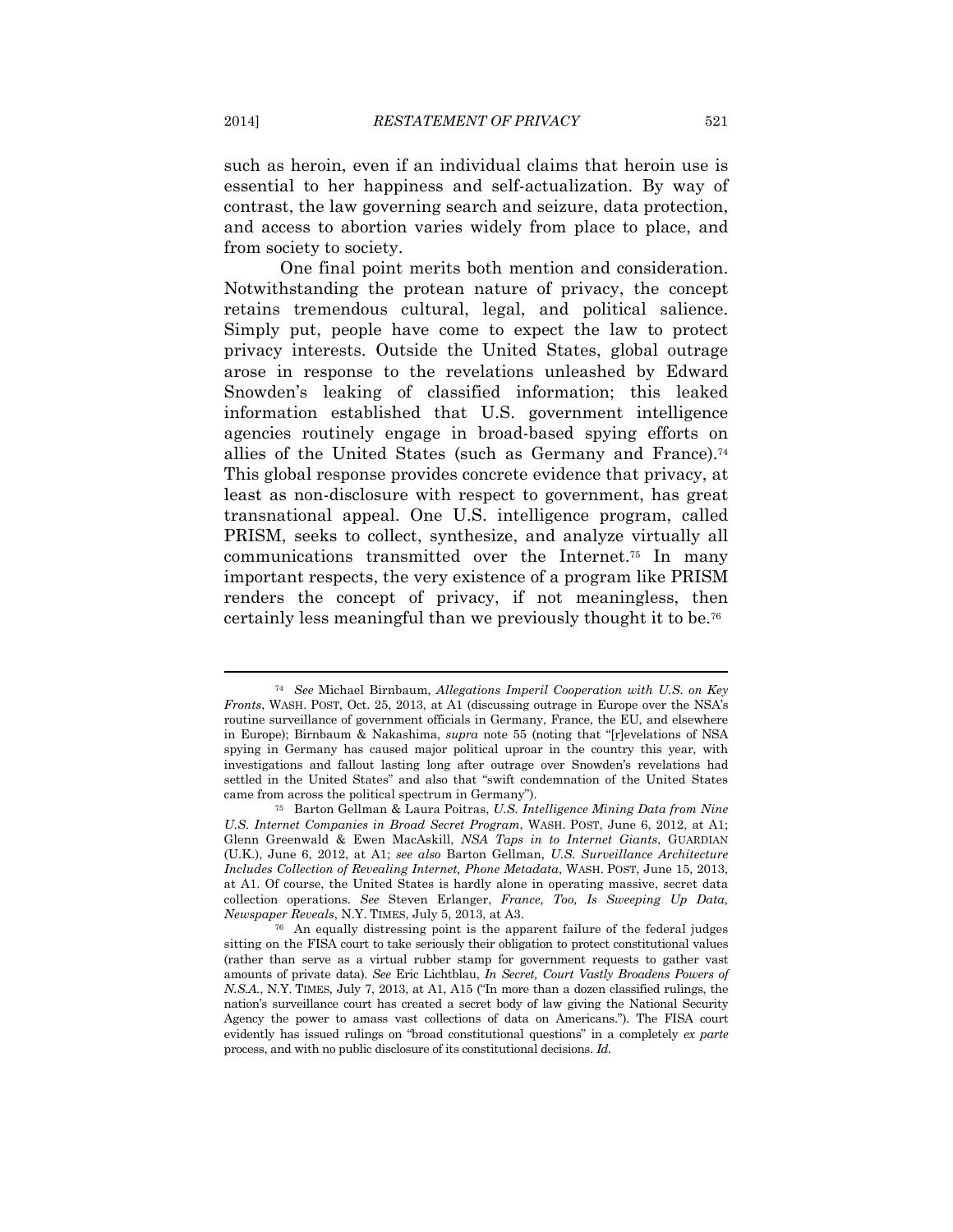such as heroin, even if an individual claims that heroin use is essential to her happiness and self-actualization. By way of contrast, the law governing search and seizure, data protection, and access to abortion varies widely from place to place, and from society to society.

One final point merits both mention and consideration. Notwithstanding the protean nature of privacy, the concept retains tremendous cultural, legal, and political salience. Simply put, people have come to expect the law to protect privacy interests. Outside the United States, global outrage arose in response to the revelations unleashed by Edward Snowden's leaking of classified information; this leaked information established that U.S. government intelligence agencies routinely engage in broad-based spying efforts on allies of the United States (such as Germany and France).[74] This global response provides concrete evidence that privacy, at least as non-disclosure with respect to government, has great transnational appeal. One U.S. intelligence program, called PRISM, seeks to collect, synthesize, and analyze virtually all communications transmitted over the Internet.[75] In many important respects, the very existence of a program like PRISM renders the concept of privacy, if not meaningless, then certainly less meaningful than we previously thought it to be.[76]

---

[74] *See* Michael Birnbaum, *Allegations Imperil Cooperation with U.S. on Key Fronts*, WASH. POST, Oct. 25, 2013, at A1 (discussing outrage in Europe over the NSA's routine surveillance of government officials in Germany, France, the EU, and elsewhere in Europe); Birnbaum & Nakashima, *supra* note 55 (noting that "[r]evelations of NSA spying in Germany has caused major political uproar in the country this year, with investigations and fallout lasting long after outrage over Snowden's revelations had settled in the United States" and also that "swift condemnation of the United States came from across the political spectrum in Germany").

[75] Barton Gellman & Laura Poitras, *U.S. Intelligence Mining Data from Nine U.S. Internet Companies in Broad Secret Program*, WASH. POST, June 6, 2012, at A1; Glenn Greenwald & Ewen MacAskill, *NSA Taps in to Internet Giants*, GUARDIAN (U.K.), June 6, 2012, at A1; *see also* Barton Gellman, *U.S. Surveillance Architecture Includes Collection of Revealing Internet, Phone Metadata*, WASH. POST, June 15, 2013, at A1. Of course, the United States is hardly alone in operating massive, secret data collection operations. *See* Steven Erlanger, *France, Too, Is Sweeping Up Data, Newspaper Reveals*, N.Y. TIMES, July 5, 2013, at A3.

[76] An equally distressing point is the apparent failure of the federal judges sitting on the FISA court to take seriously their obligation to protect constitutional values (rather than serve as a virtual rubber stamp for government requests to gather vast amounts of private data). *See* Eric Lichtblau, *In Secret, Court Vastly Broadens Powers of N.S.A.*, N.Y. TIMES, July 7, 2013, at A1, A15 ("In more than a dozen classified rulings, the nation's surveillance court has created a secret body of law giving the National Security Agency the power to amass vast collections of data on Americans."). The FISA court evidently has issued rulings on "broad constitutional questions" in a completely *ex parte* process, and with no public disclosure of its constitutional decisions. *Id.*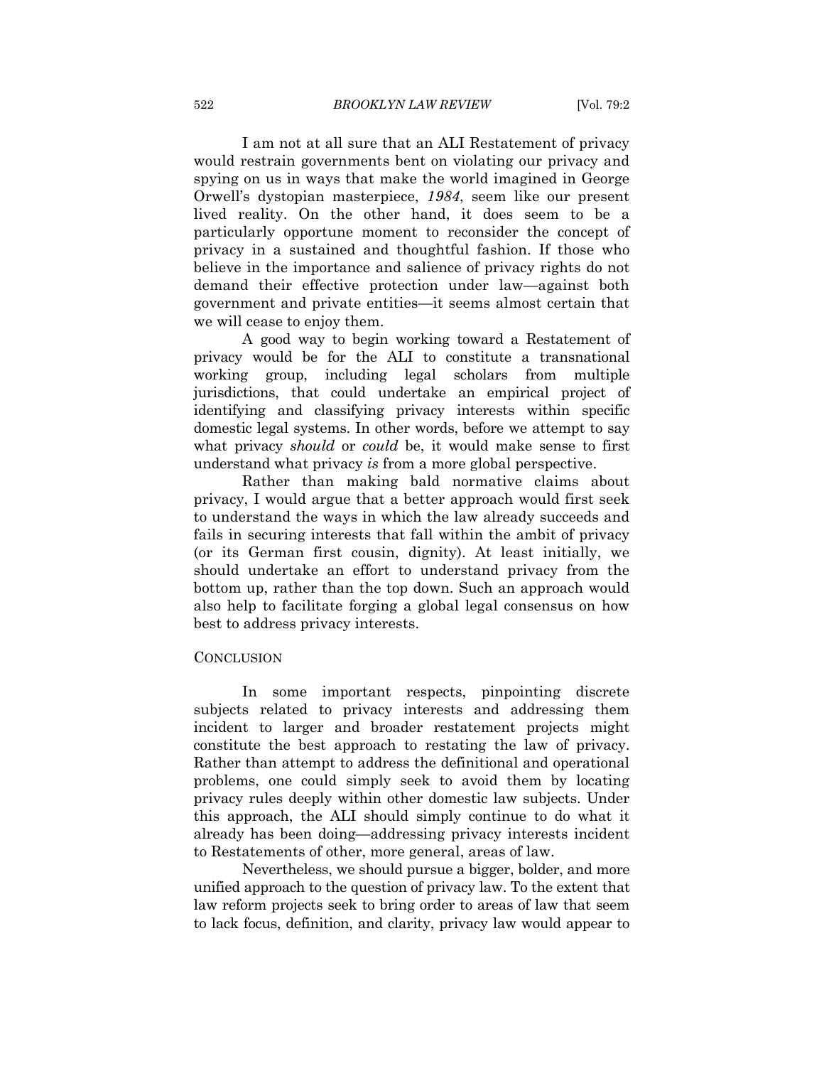I am not at all sure that an ALI Restatement of privacy would restrain governments bent on violating our privacy and spying on us in ways that make the world imagined in George Orwell's dystopian masterpiece, *1984*, seem like our present lived reality. On the other hand, it does seem to be a particularly opportune moment to reconsider the concept of privacy in a sustained and thoughtful fashion. If those who believe in the importance and salience of privacy rights do not demand their effective protection under law—against both government and private entities—it seems almost certain that we will cease to enjoy them.

A good way to begin working toward a Restatement of privacy would be for the ALI to constitute a transnational working group, including legal scholars from multiple jurisdictions, that could undertake an empirical project of identifying and classifying privacy interests within specific domestic legal systems. In other words, before we attempt to say what privacy *should* or *could* be, it would make sense to first understand what privacy *is* from a more global perspective.

Rather than making bald normative claims about privacy, I would argue that a better approach would first seek to understand the ways in which the law already succeeds and fails in securing interests that fall within the ambit of privacy (or its German first cousin, dignity). At least initially, we should undertake an effort to understand privacy from the bottom up, rather than the top down. Such an approach would also help to facilitate forging a global legal consensus on how best to address privacy interests.

## CONCLUSION

In some important respects, pinpointing discrete subjects related to privacy interests and addressing them incident to larger and broader restatement projects might constitute the best approach to restating the law of privacy. Rather than attempt to address the definitional and operational problems, one could simply seek to avoid them by locating privacy rules deeply within other domestic law subjects. Under this approach, the ALI should simply continue to do what it already has been doing—addressing privacy interests incident to Restatements of other, more general, areas of law.

Nevertheless, we should pursue a bigger, bolder, and more unified approach to the question of privacy law. To the extent that law reform projects seek to bring order to areas of law that seem to lack focus, definition, and clarity, privacy law would appear to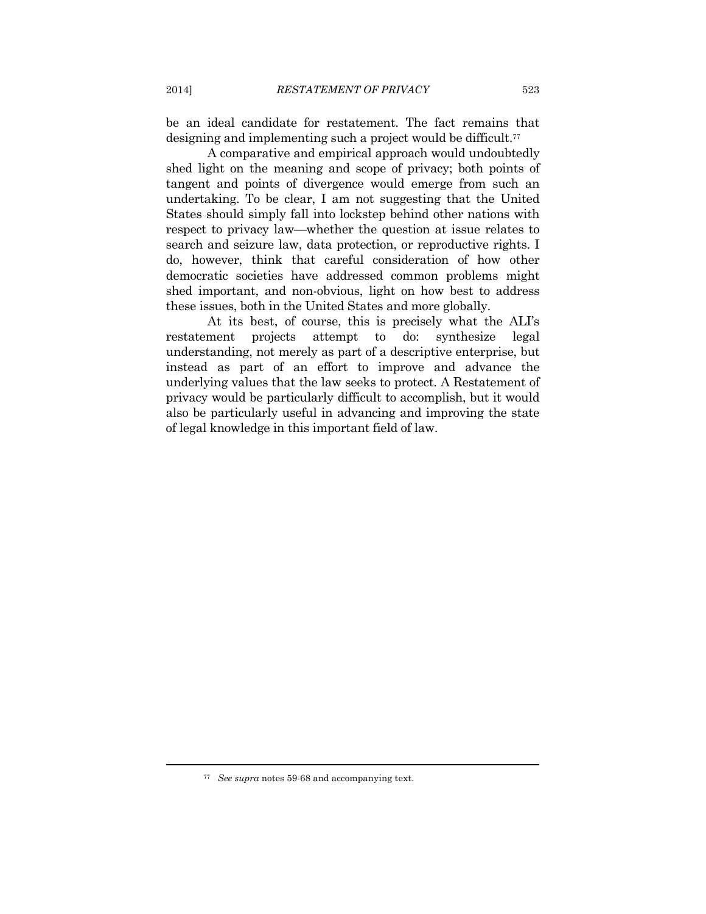be an ideal candidate for restatement. The fact remains that designing and implementing such a project would be difficult.[77]

A comparative and empirical approach would undoubtedly shed light on the meaning and scope of privacy; both points of tangent and points of divergence would emerge from such an undertaking. To be clear, I am not suggesting that the United States should simply fall into lockstep behind other nations with respect to privacy law—whether the question at issue relates to search and seizure law, data protection, or reproductive rights. I do, however, think that careful consideration of how other democratic societies have addressed common problems might shed important, and non-obvious, light on how best to address these issues, both in the United States and more globally.

At its best, of course, this is precisely what the ALI's restatement projects attempt to do: synthesize legal understanding, not merely as part of a descriptive enterprise, but instead as part of an effort to improve and advance the underlying values that the law seeks to protect. A Restatement of privacy would be particularly difficult to accomplish, but it would also be particularly useful in advancing and improving the state of legal knowledge in this important field of law.

---

[77] *See supra* notes 59-68 and accompanying text.